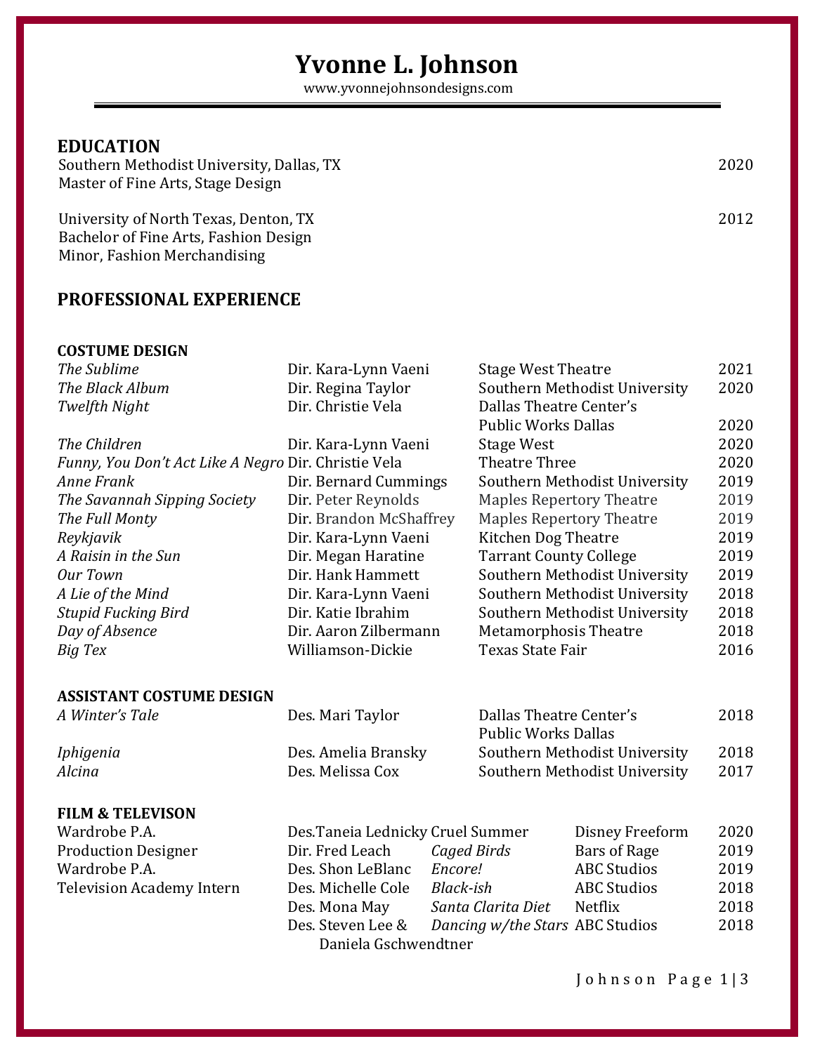# Yvonne L. Johnson

www.yvonnejohnsondesigns.com

## EDUCATION

Southern Methodist University, Dallas, TX — 2020
Master of Fine Arts, Stage Design

University of North Texas, Denton, TX — 2012
Bachelor of Fine Arts, Fashion Design
Minor, Fashion Merchandising

## PROFESSIONAL EXPERIENCE

### COSTUME DESIGN

| | | | |
|---|---|---|---|
| *The Sublime* | Dir. Kara-Lynn Vaeni | Stage West Theatre | 2021 |
| *The Black Album* | Dir. Regina Taylor | Southern Methodist University | 2020 |
| *Twelfth Night* | Dir. Christie Vela | Dallas Theatre Center's Public Works Dallas | 2020 |
| *The Children* | Dir. Kara-Lynn Vaeni | Stage West | 2020 |
| *Funny, You Don't Act Like A Negro* | Dir. Christie Vela | Theatre Three | 2020 |
| *Anne Frank* | Dir. Bernard Cummings | Southern Methodist University | 2019 |
| *The Savannah Sipping Society* | Dir. Peter Reynolds | Maples Repertory Theatre | 2019 |
| *The Full Monty* | Dir. Brandon McShaffrey | Maples Repertory Theatre | 2019 |
| *Reykjavik* | Dir. Kara-Lynn Vaeni | Kitchen Dog Theatre | 2019 |
| *A Raisin in the Sun* | Dir. Megan Haratine | Tarrant County College | 2019 |
| *Our Town* | Dir. Hank Hammett | Southern Methodist University | 2019 |
| *A Lie of the Mind* | Dir. Kara-Lynn Vaeni | Southern Methodist University | 2018 |
| *Stupid Fucking Bird* | Dir. Katie Ibrahim | Southern Methodist University | 2018 |
| *Day of Absence* | Dir. Aaron Zilbermann | Metamorphosis Theatre | 2018 |
| *Big Tex* | Williamson-Dickie | Texas State Fair | 2016 |

### ASSISTANT COSTUME DESIGN

| | | | |
|---|---|---|---|
| *A Winter's Tale* | Des. Mari Taylor | Dallas Theatre Center's Public Works Dallas | 2018 |
| *Iphigenia* | Des. Amelia Bransky | Southern Methodist University | 2018 |
| *Alcina* | Des. Melissa Cox | Southern Methodist University | 2017 |

### FILM & TELEVISON

| | | | | |
|---|---|---|---|---|
| Wardrobe P.A. | Des.Taneia Lednicky | Cruel Summer | Disney Freeform | 2020 |
| Production Designer | Dir. Fred Leach | *Caged Birds* | Bars of Rage | 2019 |
| Wardrobe P.A. | Des. Shon LeBlanc | *Encore!* | ABC Studios | 2019 |
| Television Academy Intern | Des. Michelle Cole | *Black-ish* | ABC Studios | 2018 |
| | Des. Mona May | *Santa Clarita Diet* | Netflix | 2018 |
| | Des. Steven Lee & Daniela Gschwendtner | *Dancing w/the Stars* | ABC Studios | 2018 |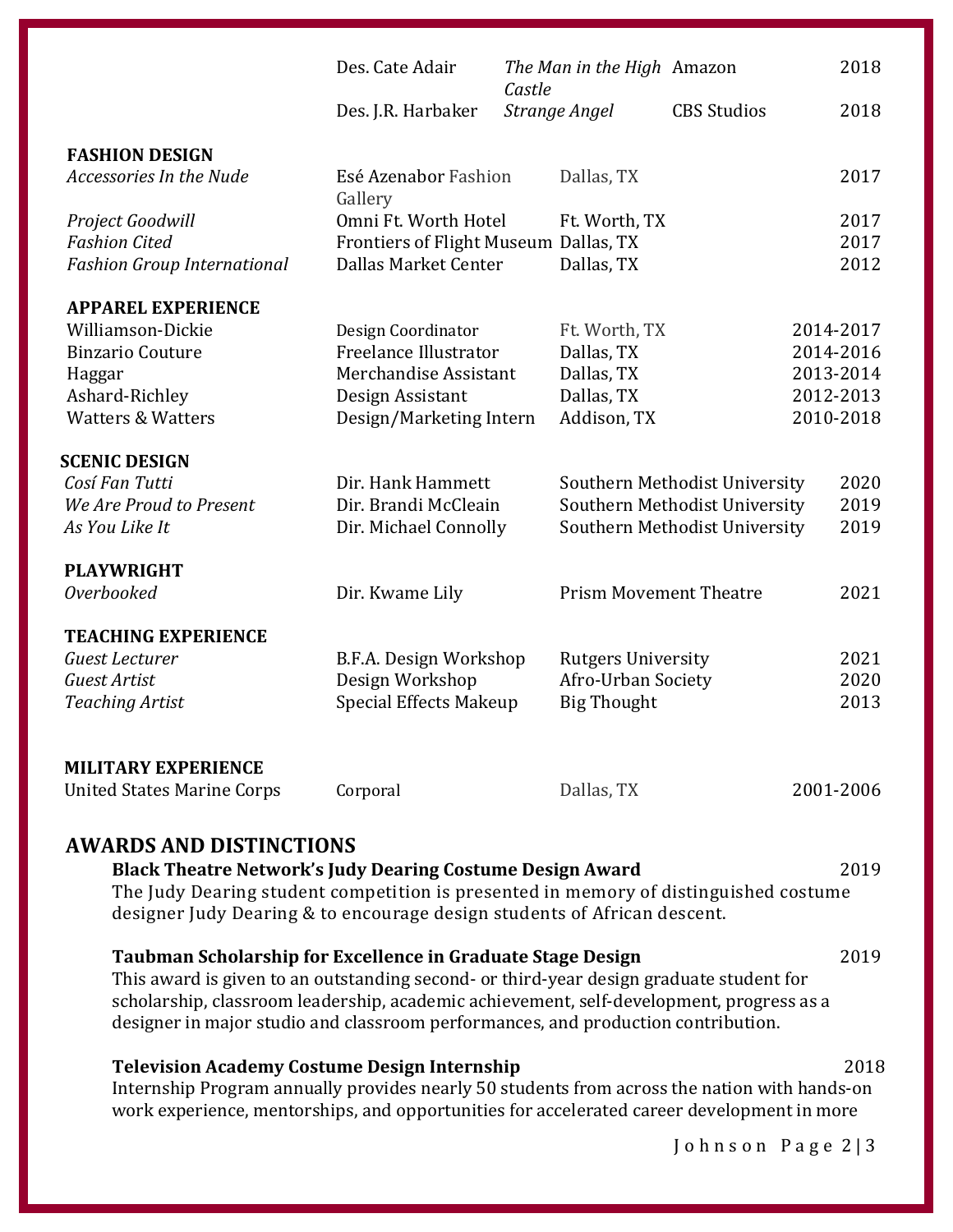| | | | | |
|---|---|---|---|---|
| | Des. Cate Adair | *The Man in the High Castle* | Amazon | 2018 |
| | Des. J.R. Harbaker | *Strange Angel* | CBS Studios | 2018 |

**FASHION DESIGN**

| | | | |
|---|---|---|---|
| *Accessories In the Nude* | Esé Azenabor Fashion Gallery | Dallas, TX | 2017 |
| *Project Goodwill* | Omni Ft. Worth Hotel | Ft. Worth, TX | 2017 |
| *Fashion Cited* | Frontiers of Flight Museum | Dallas, TX | 2017 |
| *Fashion Group International* | Dallas Market Center | Dallas, TX | 2012 |

**APPAREL EXPERIENCE**

| | | | |
|---|---|---|---|
| Williamson-Dickie | Design Coordinator | Ft. Worth, TX | 2014-2017 |
| Binzario Couture | Freelance Illustrator | Dallas, TX | 2014-2016 |
| Haggar | Merchandise Assistant | Dallas, TX | 2013-2014 |
| Ashard-Richley | Design Assistant | Dallas, TX | 2012-2013 |
| Watters & Watters | Design/Marketing Intern | Addison, TX | 2010-2018 |

**SCENIC DESIGN**

| | | | |
|---|---|---|---|
| *Cosí Fan Tutti* | Dir. Hank Hammett | Southern Methodist University | 2020 |
| *We Are Proud to Present* | Dir. Brandi McCleain | Southern Methodist University | 2019 |
| *As You Like It* | Dir. Michael Connolly | Southern Methodist University | 2019 |

**PLAYWRIGHT**

| | | | |
|---|---|---|---|
| *Overbooked* | Dir. Kwame Lily | Prism Movement Theatre | 2021 |

**TEACHING EXPERIENCE**

| | | | |
|---|---|---|---|
| *Guest Lecturer* | B.F.A. Design Workshop | Rutgers University | 2021 |
| *Guest Artist* | Design Workshop | Afro-Urban Society | 2020 |
| *Teaching Artist* | Special Effects Makeup | Big Thought | 2013 |

**MILITARY EXPERIENCE**

| | | | |
|---|---|---|---|
| United States Marine Corps | Corporal | Dallas, TX | 2001-2006 |

## AWARDS AND DISTINCTIONS

**Black Theatre Network's Judy Dearing Costume Design Award** 2019
The Judy Dearing student competition is presented in memory of distinguished costume designer Judy Dearing & to encourage design students of African descent.

**Taubman Scholarship for Excellence in Graduate Stage Design** 2019
This award is given to an outstanding second- or third-year design graduate student for scholarship, classroom leadership, academic achievement, self-development, progress as a designer in major studio and classroom performances, and production contribution.

**Television Academy Costume Design Internship** 2018
Internship Program annually provides nearly 50 students from across the nation with hands-on work experience, mentorships, and opportunities for accelerated career development in more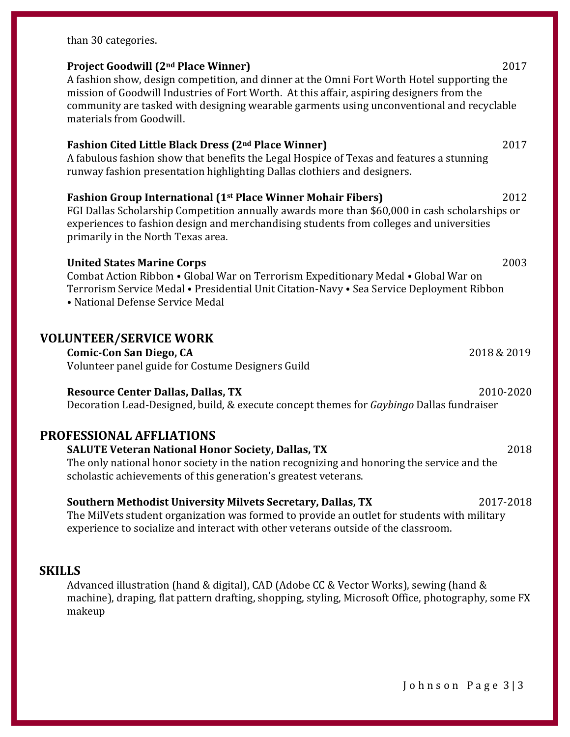than 30 categories.

**Project Goodwill (2nd Place Winner)** 2017
A fashion show, design competition, and dinner at the Omni Fort Worth Hotel supporting the mission of Goodwill Industries of Fort Worth. At this affair, aspiring designers from the community are tasked with designing wearable garments using unconventional and recyclable materials from Goodwill.

**Fashion Cited Little Black Dress (2nd Place Winner)** 2017
A fabulous fashion show that benefits the Legal Hospice of Texas and features a stunning runway fashion presentation highlighting Dallas clothiers and designers.

**Fashion Group International (1st Place Winner Mohair Fibers)** 2012
FGI Dallas Scholarship Competition annually awards more than $60,000 in cash scholarships or experiences to fashion design and merchandising students from colleges and universities primarily in the North Texas area.

**United States Marine Corps** 2003
Combat Action Ribbon • Global War on Terrorism Expeditionary Medal • Global War on Terrorism Service Medal • Presidential Unit Citation-Navy • Sea Service Deployment Ribbon • National Defense Service Medal

## VOLUNTEER/SERVICE WORK

**Comic-Con San Diego, CA** 2018 & 2019
Volunteer panel guide for Costume Designers Guild

**Resource Center Dallas, Dallas, TX** 2010-2020
Decoration Lead-Designed, build, & execute concept themes for *Gaybingo* Dallas fundraiser

## PROFESSIONAL AFFLIATIONS

**SALUTE Veteran National Honor Society, Dallas, TX** 2018
The only national honor society in the nation recognizing and honoring the service and the scholastic achievements of this generation's greatest veterans.

**Southern Methodist University Milvets Secretary, Dallas, TX** 2017-2018
The MilVets student organization was formed to provide an outlet for students with military experience to socialize and interact with other veterans outside of the classroom.

## SKILLS

Advanced illustration (hand & digital), CAD (Adobe CC & Vector Works), sewing (hand & machine), draping, flat pattern drafting, shopping, styling, Microsoft Office, photography, some FX makeup